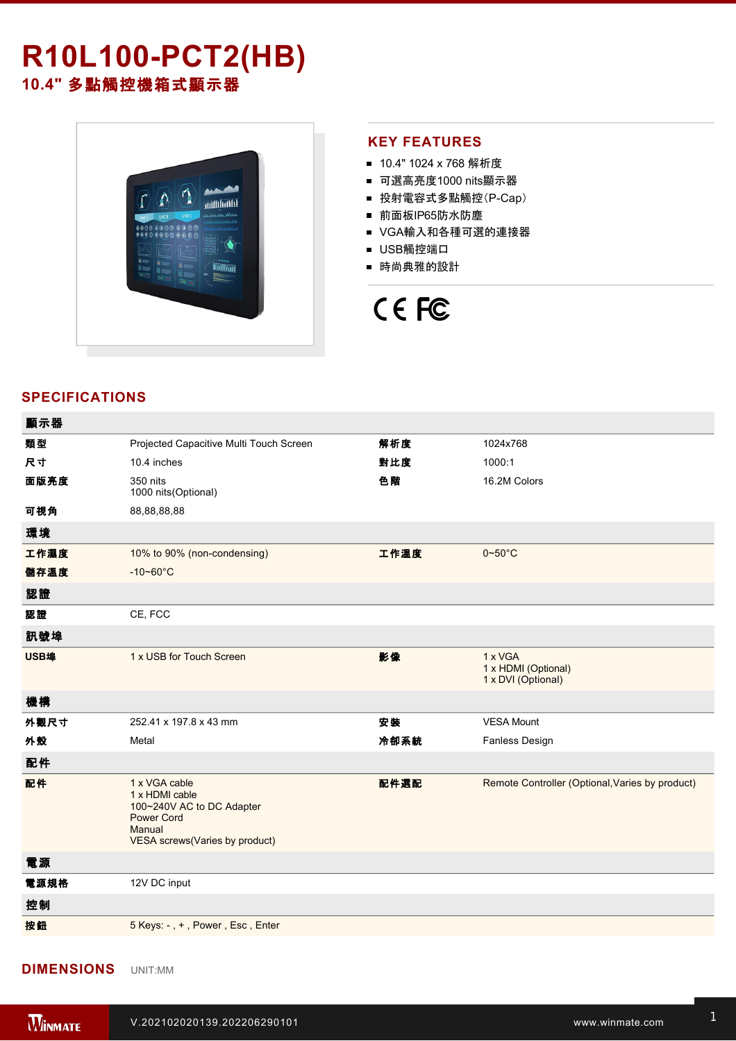# R10L100-PCT2(HB)

## 10.4" 多點觸控機箱式顯示器

## KEY FEATURES

- 10.4" 1024 x 768 解析度
- 可選高亮度1000 nits顯示器
- 投射電容式多點觸控(P-Cap)
- 前面板IP65防水防塵
- VGA輸入和各種可選的連接器
- USB觸控端口
- 時尚典雅的設計

## SPECIFICATIONS

| 顯示器 | | | |
|---|---|---|---|
| 類型 | Projected Capacitive Multi Touch Screen | 解析度 | 1024x768 |
| 尺寸 | 10.4 inches | 對比度 | 1000:1 |
| 面版亮度 | 350 nits<br>1000 nits(Optional) | 色階 | 16.2M Colors |
| 可視角 | 88,88,88,88 | | |
| **環境** | | | |
| 工作濕度 | 10% to 90% (non-condensing) | 工作溫度 | 0~50°C |
| 儲存溫度 | -10~60°C | | |
| **認證** | | | |
| 認證 | CE, FCC | | |
| **訊號埠** | | | |
| USB埠 | 1 x USB for Touch Screen | 影像 | 1 x VGA<br>1 x HDMI (Optional)<br>1 x DVI (Optional) |
| **機構** | | | |
| 外觀尺寸 | 252.41 x 197.8 x 43 mm | 安裝 | VESA Mount |
| 外殼 | Metal | 冷卻系統 | Fanless Design |
| **配件** | | | |
| 配件 | 1 x VGA cable<br>1 x HDMI cable<br>100~240V AC to DC Adapter<br>Power Cord<br>Manual<br>VESA screws(Varies by product) | 配件選配 | Remote Controller (Optional,Varies by product) |
| **電源** | | | |
| 電源規格 | 12V DC input | | |
| **控制** | | | |
| 按鈕 | 5 Keys: - , + , Power , Esc , Enter | | |

## DIMENSIONS

UNIT:MM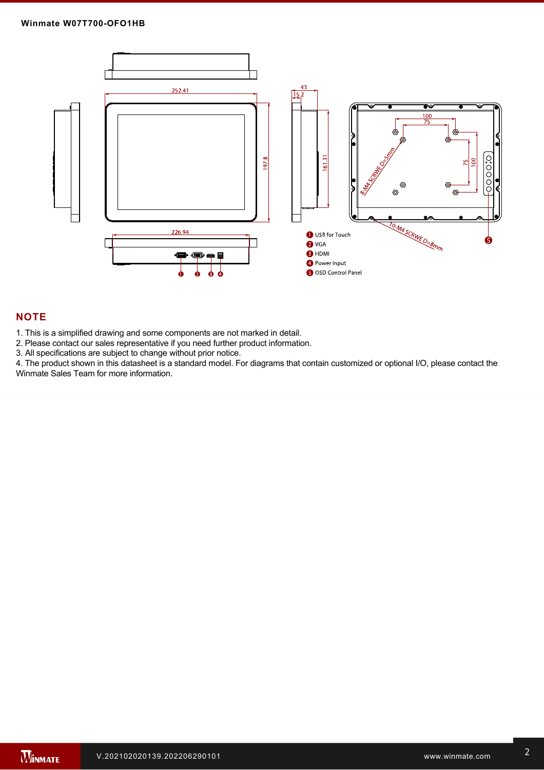**Winmate W07T700-OFO1HB**

252.41

197.8

226.94

43

15.2

161.31

100

75

75

100

8-M4 SCRWE D=5mm

10-M4 SCRWE D=8mm

1 USB for Touch
2 VGA
3 HDMI
4 Power Input
5 OSD Control Panel

## NOTE

1. This is a simplified drawing and some components are not marked in detail.
2. Please contact our sales representative if you need further product information.
3. All specifications are subject to change without prior notice.
4. The product shown in this datasheet is a standard model. For diagrams that contain customized or optional I/O, please contact the Winmate Sales Team for more information.